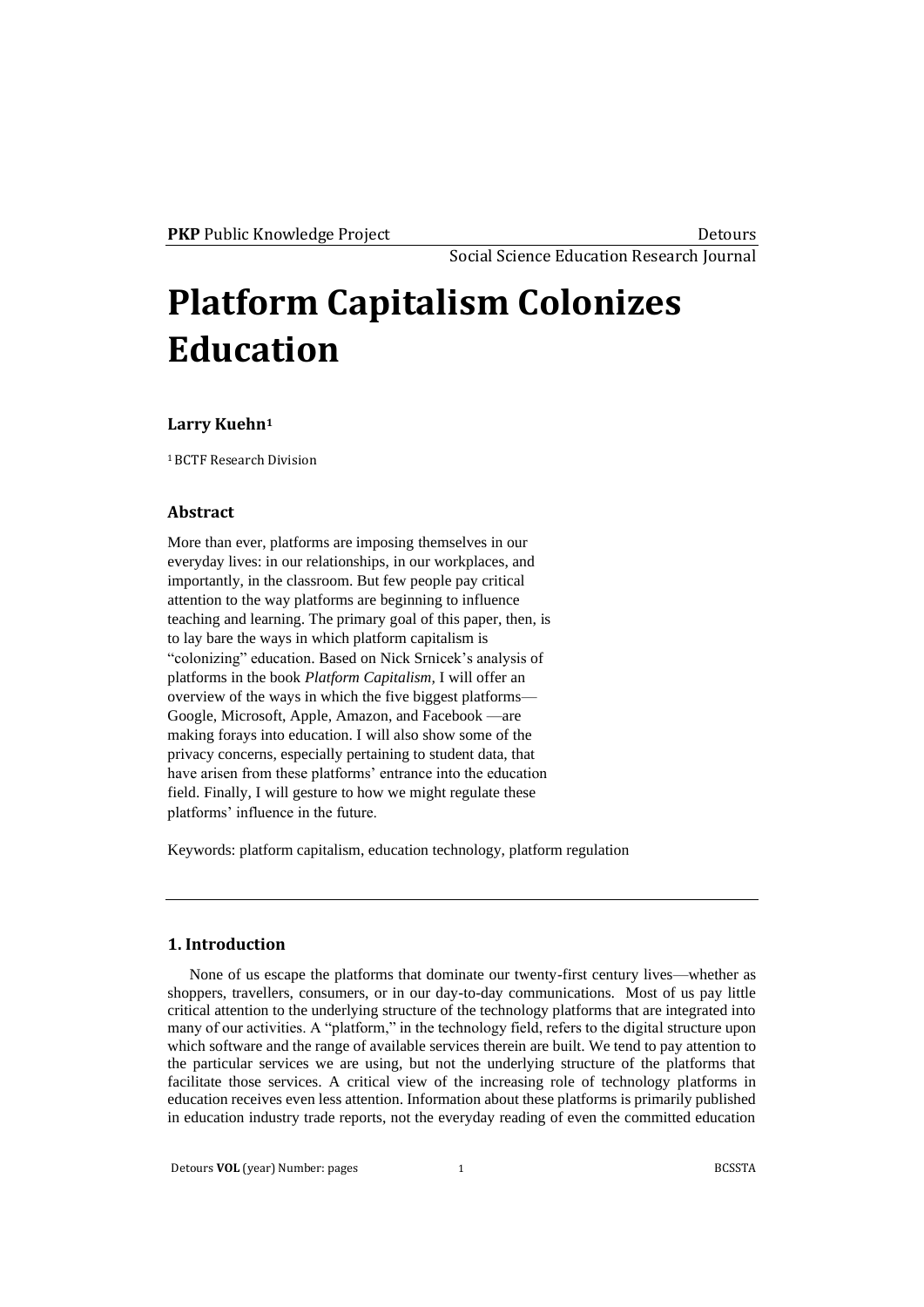# Platform Capitalism Colonizes Education

**Larry Kuehn**[1]

[1] BCTF Research Division

### Abstract

More than ever, platforms are imposing themselves in our everyday lives: in our relationships, in our workplaces, and importantly, in the classroom. But few people pay critical attention to the way platforms are beginning to influence teaching and learning. The primary goal of this paper, then, is to lay bare the ways in which platform capitalism is "colonizing" education. Based on Nick Srnicek's analysis of platforms in the book *Platform Capitalism,* I will offer an overview of the ways in which the five biggest platforms—Google, Microsoft, Apple, Amazon, and Facebook —are making forays into education. I will also show some of the privacy concerns, especially pertaining to student data, that have arisen from these platforms' entrance into the education field. Finally, I will gesture to how we might regulate these platforms' influence in the future.

Keywords: platform capitalism, education technology, platform regulation

## 1. Introduction

None of us escape the platforms that dominate our twenty-first century lives—whether as shoppers, travellers, consumers, or in our day-to-day communications. Most of us pay little critical attention to the underlying structure of the technology platforms that are integrated into many of our activities. A "platform," in the technology field, refers to the digital structure upon which software and the range of available services therein are built. We tend to pay attention to the particular services we are using, but not the underlying structure of the platforms that facilitate those services. A critical view of the increasing role of technology platforms in education receives even less attention. Information about these platforms is primarily published in education industry trade reports, not the everyday reading of even the committed education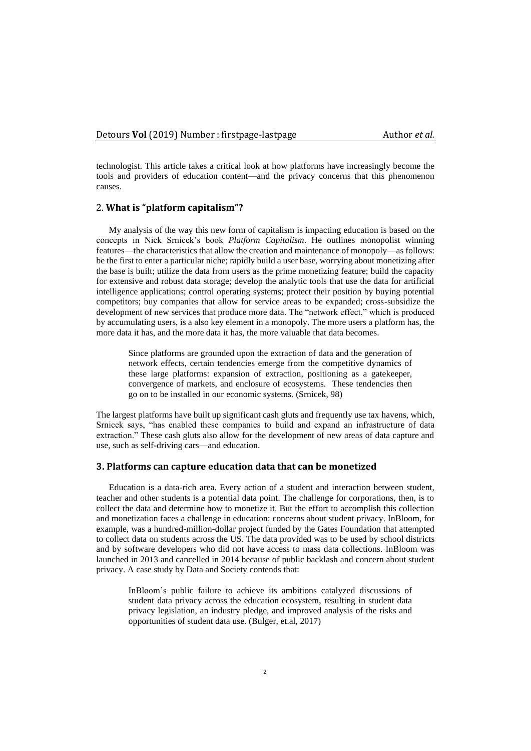technologist. This article takes a critical look at how platforms have increasingly become the tools and providers of education content—and the privacy concerns that this phenomenon causes.

## 2. What is "platform capitalism"?

My analysis of the way this new form of capitalism is impacting education is based on the concepts in Nick Srnicek's book *Platform Capitalism*. He outlines monopolist winning features—the characteristics that allow the creation and maintenance of monopoly—as follows: be the first to enter a particular niche; rapidly build a user base, worrying about monetizing after the base is built; utilize the data from users as the prime monetizing feature; build the capacity for extensive and robust data storage; develop the analytic tools that use the data for artificial intelligence applications; control operating systems; protect their position by buying potential competitors; buy companies that allow for service areas to be expanded; cross-subsidize the development of new services that produce more data. The "network effect," which is produced by accumulating users, is a also key element in a monopoly. The more users a platform has, the more data it has, and the more data it has, the more valuable that data becomes.

> Since platforms are grounded upon the extraction of data and the generation of network effects, certain tendencies emerge from the competitive dynamics of these large platforms: expansion of extraction, positioning as a gatekeeper, convergence of markets, and enclosure of ecosystems. These tendencies then go on to be installed in our economic systems. (Srnicek, 98)

The largest platforms have built up significant cash gluts and frequently use tax havens, which, Srnicek says, "has enabled these companies to build and expand an infrastructure of data extraction." These cash gluts also allow for the development of new areas of data capture and use, such as self-driving cars—and education.

## 3. Platforms can capture education data that can be monetized

Education is a data-rich area. Every action of a student and interaction between student, teacher and other students is a potential data point. The challenge for corporations, then, is to collect the data and determine how to monetize it. But the effort to accomplish this collection and monetization faces a challenge in education: concerns about student privacy. InBloom, for example, was a hundred-million-dollar project funded by the Gates Foundation that attempted to collect data on students across the US. The data provided was to be used by school districts and by software developers who did not have access to mass data collections. InBloom was launched in 2013 and cancelled in 2014 because of public backlash and concern about student privacy. A case study by Data and Society contends that:

> InBloom's public failure to achieve its ambitions catalyzed discussions of student data privacy across the education ecosystem, resulting in student data privacy legislation, an industry pledge, and improved analysis of the risks and opportunities of student data use. (Bulger, et.al, 2017)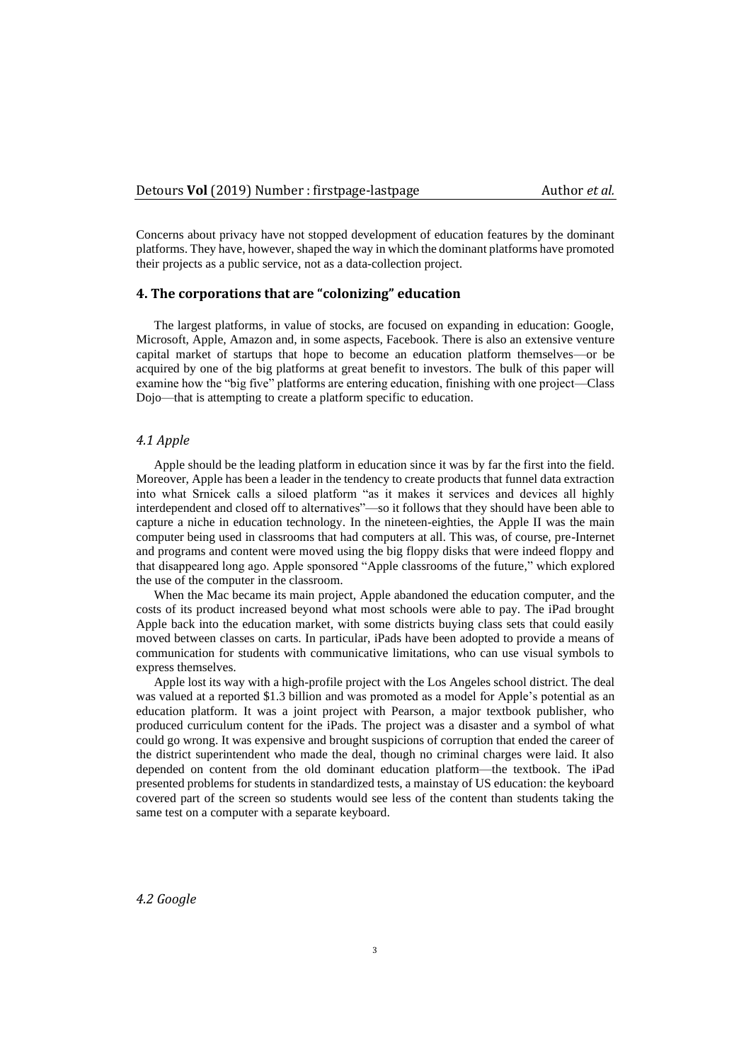Concerns about privacy have not stopped development of education features by the dominant platforms. They have, however, shaped the way in which the dominant platforms have promoted their projects as a public service, not as a data-collection project.

## 4. The corporations that are "colonizing" education

The largest platforms, in value of stocks, are focused on expanding in education: Google, Microsoft, Apple, Amazon and, in some aspects, Facebook. There is also an extensive venture capital market of startups that hope to become an education platform themselves—or be acquired by one of the big platforms at great benefit to investors. The bulk of this paper will examine how the "big five" platforms are entering education, finishing with one project—Class Dojo—that is attempting to create a platform specific to education.

### *4.1 Apple*

Apple should be the leading platform in education since it was by far the first into the field. Moreover, Apple has been a leader in the tendency to create products that funnel data extraction into what Srnicek calls a siloed platform "as it makes it services and devices all highly interdependent and closed off to alternatives"—so it follows that they should have been able to capture a niche in education technology. In the nineteen-eighties, the Apple II was the main computer being used in classrooms that had computers at all. This was, of course, pre-Internet and programs and content were moved using the big floppy disks that were indeed floppy and that disappeared long ago. Apple sponsored "Apple classrooms of the future," which explored the use of the computer in the classroom.

When the Mac became its main project, Apple abandoned the education computer, and the costs of its product increased beyond what most schools were able to pay. The iPad brought Apple back into the education market, with some districts buying class sets that could easily moved between classes on carts. In particular, iPads have been adopted to provide a means of communication for students with communicative limitations, who can use visual symbols to express themselves.

Apple lost its way with a high-profile project with the Los Angeles school district. The deal was valued at a reported $1.3 billion and was promoted as a model for Apple's potential as an education platform. It was a joint project with Pearson, a major textbook publisher, who produced curriculum content for the iPads. The project was a disaster and a symbol of what could go wrong. It was expensive and brought suspicions of corruption that ended the career of the district superintendent who made the deal, though no criminal charges were laid. It also depended on content from the old dominant education platform—the textbook. The iPad presented problems for students in standardized tests, a mainstay of US education: the keyboard covered part of the screen so students would see less of the content than students taking the same test on a computer with a separate keyboard.

### *4.2 Google*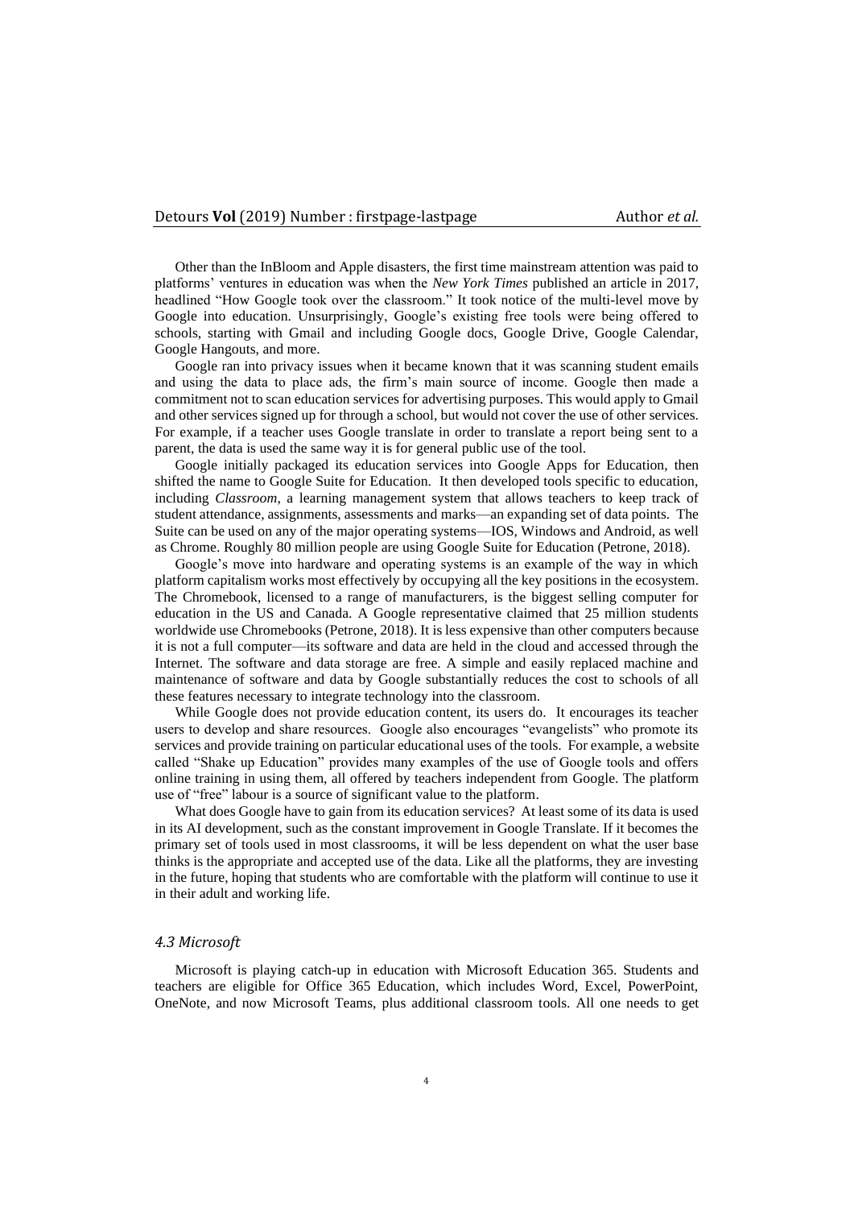Other than the InBloom and Apple disasters, the first time mainstream attention was paid to platforms' ventures in education was when the *New York Times* published an article in 2017, headlined "How Google took over the classroom." It took notice of the multi-level move by Google into education. Unsurprisingly, Google's existing free tools were being offered to schools, starting with Gmail and including Google docs, Google Drive, Google Calendar, Google Hangouts, and more.

Google ran into privacy issues when it became known that it was scanning student emails and using the data to place ads, the firm's main source of income. Google then made a commitment not to scan education services for advertising purposes. This would apply to Gmail and other services signed up for through a school, but would not cover the use of other services. For example, if a teacher uses Google translate in order to translate a report being sent to a parent, the data is used the same way it is for general public use of the tool.

Google initially packaged its education services into Google Apps for Education, then shifted the name to Google Suite for Education. It then developed tools specific to education, including *Classroom*, a learning management system that allows teachers to keep track of student attendance, assignments, assessments and marks—an expanding set of data points. The Suite can be used on any of the major operating systems—IOS, Windows and Android, as well as Chrome. Roughly 80 million people are using Google Suite for Education (Petrone, 2018).

Google's move into hardware and operating systems is an example of the way in which platform capitalism works most effectively by occupying all the key positions in the ecosystem. The Chromebook, licensed to a range of manufacturers, is the biggest selling computer for education in the US and Canada. A Google representative claimed that 25 million students worldwide use Chromebooks (Petrone, 2018). It is less expensive than other computers because it is not a full computer—its software and data are held in the cloud and accessed through the Internet. The software and data storage are free. A simple and easily replaced machine and maintenance of software and data by Google substantially reduces the cost to schools of all these features necessary to integrate technology into the classroom.

While Google does not provide education content, its users do. It encourages its teacher users to develop and share resources. Google also encourages "evangelists" who promote its services and provide training on particular educational uses of the tools. For example, a website called "Shake up Education" provides many examples of the use of Google tools and offers online training in using them, all offered by teachers independent from Google. The platform use of "free" labour is a source of significant value to the platform.

What does Google have to gain from its education services? At least some of its data is used in its AI development, such as the constant improvement in Google Translate. If it becomes the primary set of tools used in most classrooms, it will be less dependent on what the user base thinks is the appropriate and accepted use of the data. Like all the platforms, they are investing in the future, hoping that students who are comfortable with the platform will continue to use it in their adult and working life.

### *4.3 Microsoft*

Microsoft is playing catch-up in education with Microsoft Education 365. Students and teachers are eligible for Office 365 Education, which includes Word, Excel, PowerPoint, OneNote, and now Microsoft Teams, plus additional classroom tools. All one needs to get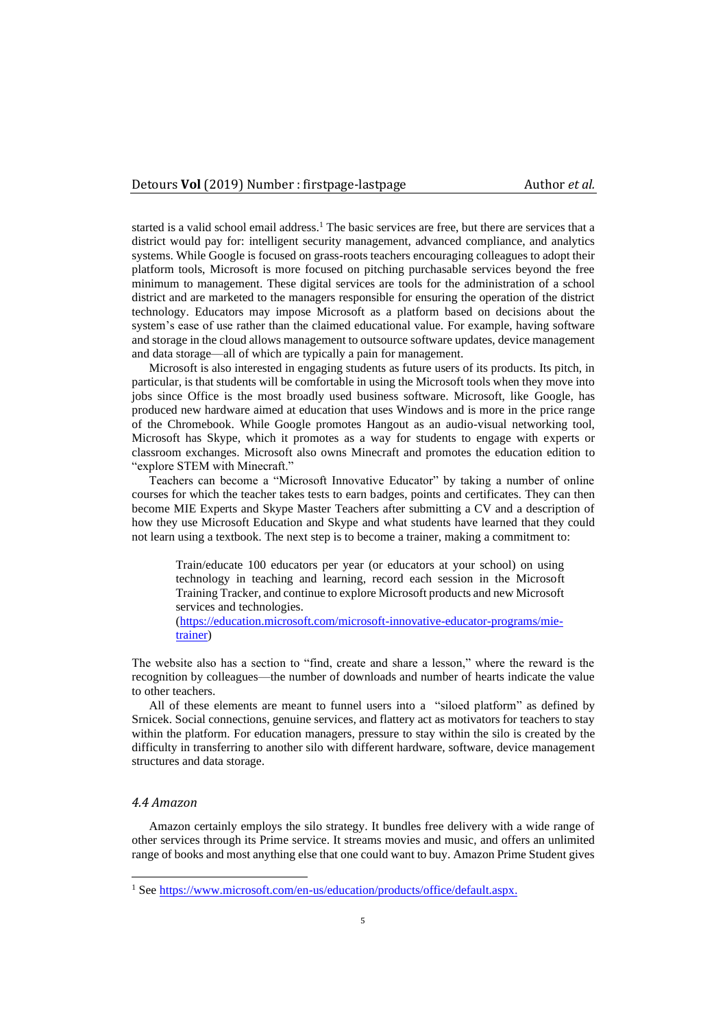started is a valid school email address.[1] The basic services are free, but there are services that a district would pay for: intelligent security management, advanced compliance, and analytics systems. While Google is focused on grass-roots teachers encouraging colleagues to adopt their platform tools, Microsoft is more focused on pitching purchasable services beyond the free minimum to management. These digital services are tools for the administration of a school district and are marketed to the managers responsible for ensuring the operation of the district technology. Educators may impose Microsoft as a platform based on decisions about the system's ease of use rather than the claimed educational value. For example, having software and storage in the cloud allows management to outsource software updates, device management and data storage—all of which are typically a pain for management.

Microsoft is also interested in engaging students as future users of its products. Its pitch, in particular, is that students will be comfortable in using the Microsoft tools when they move into jobs since Office is the most broadly used business software. Microsoft, like Google, has produced new hardware aimed at education that uses Windows and is more in the price range of the Chromebook. While Google promotes Hangout as an audio-visual networking tool, Microsoft has Skype, which it promotes as a way for students to engage with experts or classroom exchanges. Microsoft also owns Minecraft and promotes the education edition to "explore STEM with Minecraft."

Teachers can become a "Microsoft Innovative Educator" by taking a number of online courses for which the teacher takes tests to earn badges, points and certificates. They can then become MIE Experts and Skype Master Teachers after submitting a CV and a description of how they use Microsoft Education and Skype and what students have learned that they could not learn using a textbook. The next step is to become a trainer, making a commitment to:

> Train/educate 100 educators per year (or educators at your school) on using technology in teaching and learning, record each session in the Microsoft Training Tracker, and continue to explore Microsoft products and new Microsoft services and technologies.
> (https://education.microsoft.com/microsoft-innovative-educator-programs/mie-trainer)

The website also has a section to "find, create and share a lesson," where the reward is the recognition by colleagues—the number of downloads and number of hearts indicate the value to other teachers.

All of these elements are meant to funnel users into a "siloed platform" as defined by Srnicek. Social connections, genuine services, and flattery act as motivators for teachers to stay within the platform. For education managers, pressure to stay within the silo is created by the difficulty in transferring to another silo with different hardware, software, device management structures and data storage.

### *4.4 Amazon*

Amazon certainly employs the silo strategy. It bundles free delivery with a wide range of other services through its Prime service. It streams movies and music, and offers an unlimited range of books and most anything else that one could want to buy. Amazon Prime Student gives

---

[1] See https://www.microsoft.com/en-us/education/products/office/default.aspx.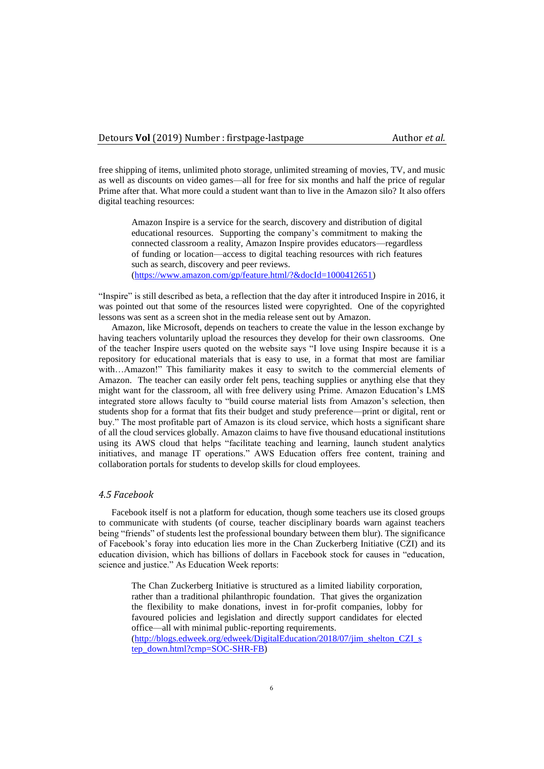free shipping of items, unlimited photo storage, unlimited streaming of movies, TV, and music as well as discounts on video games—all for free for six months and half the price of regular Prime after that. What more could a student want than to live in the Amazon silo? It also offers digital teaching resources:

> Amazon Inspire is a service for the search, discovery and distribution of digital educational resources. Supporting the company's commitment to making the connected classroom a reality, Amazon Inspire provides educators—regardless of funding or location—access to digital teaching resources with rich features such as search, discovery and peer reviews.
> (https://www.amazon.com/gp/feature.html/?&docId=1000412651)

"Inspire" is still described as beta, a reflection that the day after it introduced Inspire in 2016, it was pointed out that some of the resources listed were copyrighted. One of the copyrighted lessons was sent as a screen shot in the media release sent out by Amazon.

Amazon, like Microsoft, depends on teachers to create the value in the lesson exchange by having teachers voluntarily upload the resources they develop for their own classrooms. One of the teacher Inspire users quoted on the website says "I love using Inspire because it is a repository for educational materials that is easy to use, in a format that most are familiar with…Amazon!" This familiarity makes it easy to switch to the commercial elements of Amazon. The teacher can easily order felt pens, teaching supplies or anything else that they might want for the classroom, all with free delivery using Prime. Amazon Education's LMS integrated store allows faculty to "build course material lists from Amazon's selection, then students shop for a format that fits their budget and study preference—print or digital, rent or buy." The most profitable part of Amazon is its cloud service, which hosts a significant share of all the cloud services globally. Amazon claims to have five thousand educational institutions using its AWS cloud that helps "facilitate teaching and learning, launch student analytics initiatives, and manage IT operations." AWS Education offers free content, training and collaboration portals for students to develop skills for cloud employees.

### *4.5 Facebook*

Facebook itself is not a platform for education, though some teachers use its closed groups to communicate with students (of course, teacher disciplinary boards warn against teachers being "friends" of students lest the professional boundary between them blur). The significance of Facebook's foray into education lies more in the Chan Zuckerberg Initiative (CZI) and its education division, which has billions of dollars in Facebook stock for causes in "education, science and justice." As Education Week reports:

> The Chan Zuckerberg Initiative is structured as a limited liability corporation, rather than a traditional philanthropic foundation. That gives the organization the flexibility to make donations, invest in for-profit companies, lobby for favoured policies and legislation and directly support candidates for elected office—all with minimal public-reporting requirements.
> (http://blogs.edweek.org/edweek/DigitalEducation/2018/07/jim_shelton_CZI_step_down.html?cmp=SOC-SHR-FB)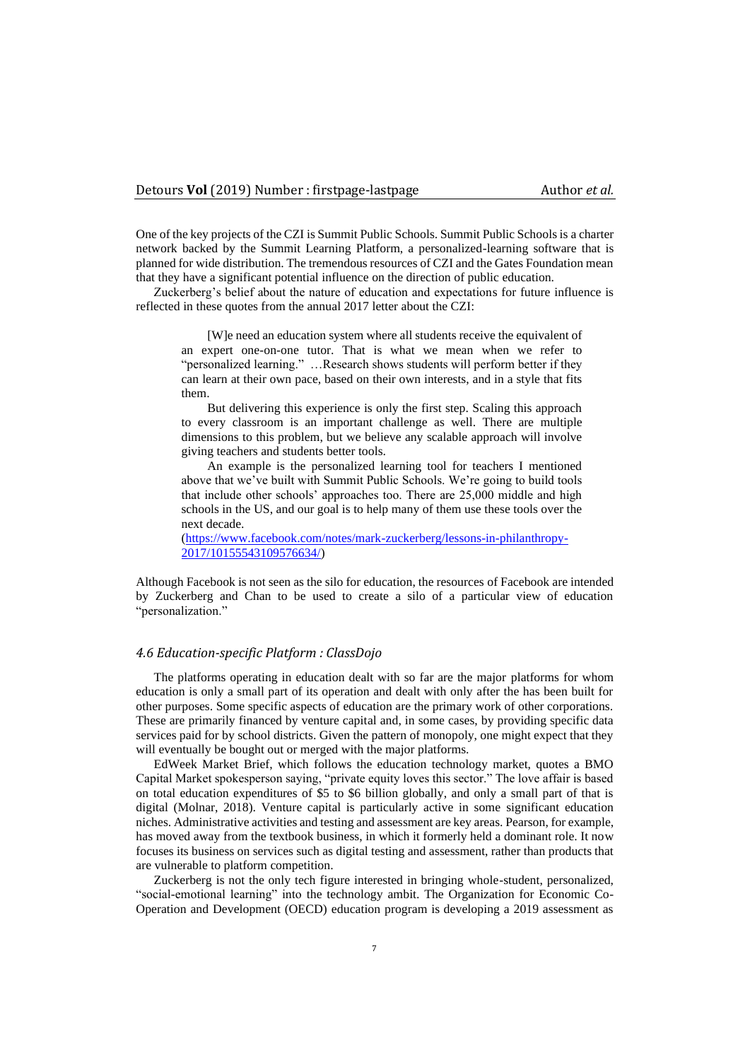One of the key projects of the CZI is Summit Public Schools. Summit Public Schools is a charter network backed by the Summit Learning Platform, a personalized-learning software that is planned for wide distribution. The tremendous resources of CZI and the Gates Foundation mean that they have a significant potential influence on the direction of public education.

Zuckerberg's belief about the nature of education and expectations for future influence is reflected in these quotes from the annual 2017 letter about the CZI:

> [W]e need an education system where all students receive the equivalent of an expert one-on-one tutor. That is what we mean when we refer to "personalized learning." …Research shows students will perform better if they can learn at their own pace, based on their own interests, and in a style that fits them.
>
> But delivering this experience is only the first step. Scaling this approach to every classroom is an important challenge as well. There are multiple dimensions to this problem, but we believe any scalable approach will involve giving teachers and students better tools.
>
> An example is the personalized learning tool for teachers I mentioned above that we've built with Summit Public Schools. We're going to build tools that include other schools' approaches too. There are 25,000 middle and high schools in the US, and our goal is to help many of them use these tools over the next decade.
> (https://www.facebook.com/notes/mark-zuckerberg/lessons-in-philanthropy-2017/10155543109576634/)

Although Facebook is not seen as the silo for education, the resources of Facebook are intended by Zuckerberg and Chan to be used to create a silo of a particular view of education "personalization."

### *4.6 Education-specific Platform : ClassDojo*

The platforms operating in education dealt with so far are the major platforms for whom education is only a small part of its operation and dealt with only after the has been built for other purposes. Some specific aspects of education are the primary work of other corporations. These are primarily financed by venture capital and, in some cases, by providing specific data services paid for by school districts. Given the pattern of monopoly, one might expect that they will eventually be bought out or merged with the major platforms.

EdWeek Market Brief, which follows the education technology market, quotes a BMO Capital Market spokesperson saying, "private equity loves this sector." The love affair is based on total education expenditures of $5 to $6 billion globally, and only a small part of that is digital (Molnar, 2018). Venture capital is particularly active in some significant education niches. Administrative activities and testing and assessment are key areas. Pearson, for example, has moved away from the textbook business, in which it formerly held a dominant role. It now focuses its business on services such as digital testing and assessment, rather than products that are vulnerable to platform competition.

Zuckerberg is not the only tech figure interested in bringing whole-student, personalized, "social-emotional learning" into the technology ambit. The Organization for Economic Co-Operation and Development (OECD) education program is developing a 2019 assessment as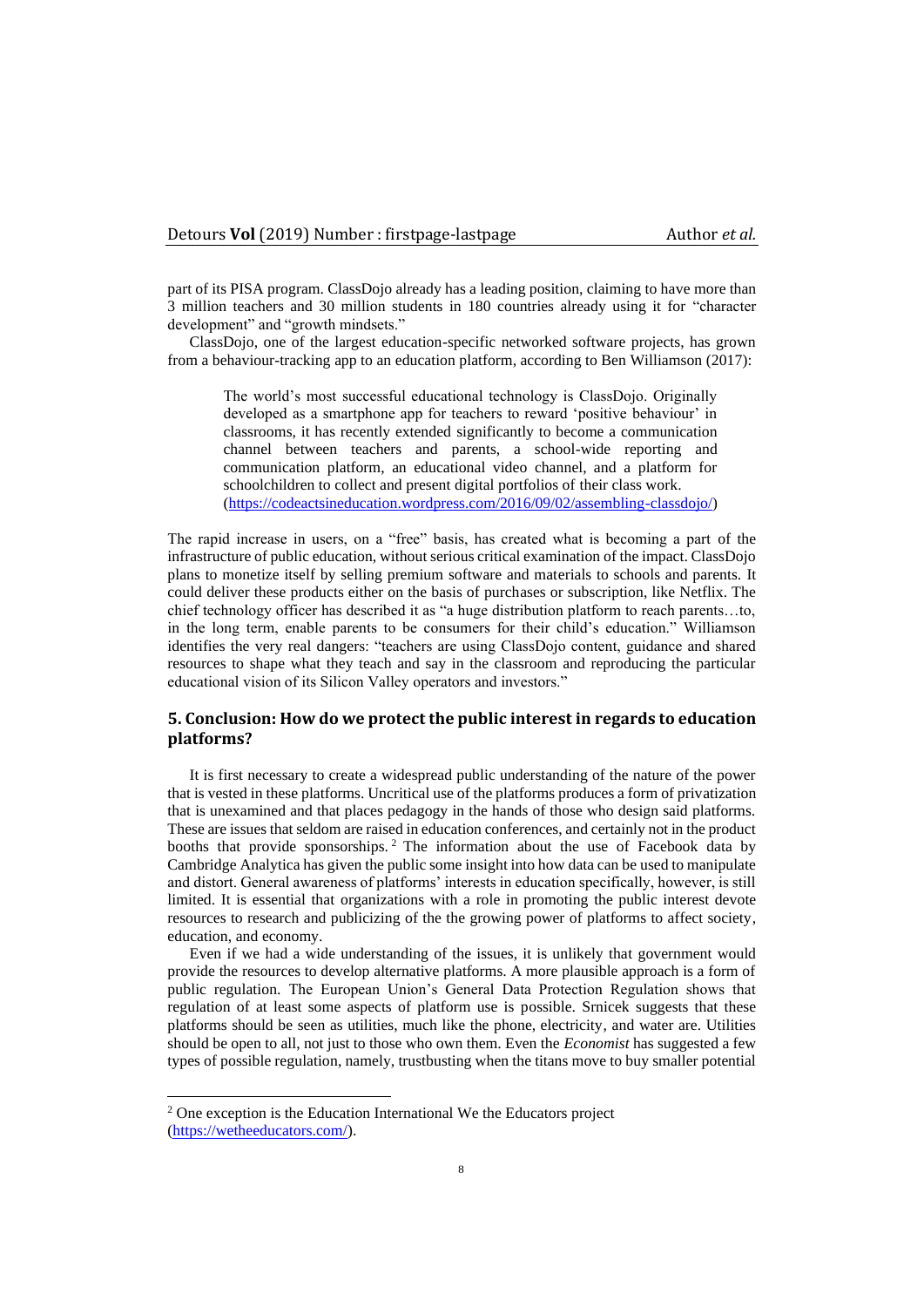part of its PISA program. ClassDojo already has a leading position, claiming to have more than 3 million teachers and 30 million students in 180 countries already using it for "character development" and "growth mindsets."

ClassDojo, one of the largest education-specific networked software projects, has grown from a behaviour-tracking app to an education platform, according to Ben Williamson (2017):

> The world's most successful educational technology is ClassDojo. Originally developed as a smartphone app for teachers to reward 'positive behaviour' in classrooms, it has recently extended significantly to become a communication channel between teachers and parents, a school-wide reporting and communication platform, an educational video channel, and a platform for schoolchildren to collect and present digital portfolios of their class work. (https://codeactsineducation.wordpress.com/2016/09/02/assembling-classdojo/)

The rapid increase in users, on a "free" basis, has created what is becoming a part of the infrastructure of public education, without serious critical examination of the impact. ClassDojo plans to monetize itself by selling premium software and materials to schools and parents. It could deliver these products either on the basis of purchases or subscription, like Netflix. The chief technology officer has described it as "a huge distribution platform to reach parents…to, in the long term, enable parents to be consumers for their child's education." Williamson identifies the very real dangers: "teachers are using ClassDojo content, guidance and shared resources to shape what they teach and say in the classroom and reproducing the particular educational vision of its Silicon Valley operators and investors."

## 5. Conclusion: How do we protect the public interest in regards to education platforms?

It is first necessary to create a widespread public understanding of the nature of the power that is vested in these platforms. Uncritical use of the platforms produces a form of privatization that is unexamined and that places pedagogy in the hands of those who design said platforms. These are issues that seldom are raised in education conferences, and certainly not in the product booths that provide sponsorships.[2] The information about the use of Facebook data by Cambridge Analytica has given the public some insight into how data can be used to manipulate and distort. General awareness of platforms' interests in education specifically, however, is still limited. It is essential that organizations with a role in promoting the public interest devote resources to research and publicizing of the the growing power of platforms to affect society, education, and economy.

Even if we had a wide understanding of the issues, it is unlikely that government would provide the resources to develop alternative platforms. A more plausible approach is a form of public regulation. The European Union's General Data Protection Regulation shows that regulation of at least some aspects of platform use is possible. Srnicek suggests that these platforms should be seen as utilities, much like the phone, electricity, and water are. Utilities should be open to all, not just to those who own them. Even the *Economist* has suggested a few types of possible regulation, namely, trustbusting when the titans move to buy smaller potential

---

[2] One exception is the Education International We the Educators project (https://wetheeducators.com/).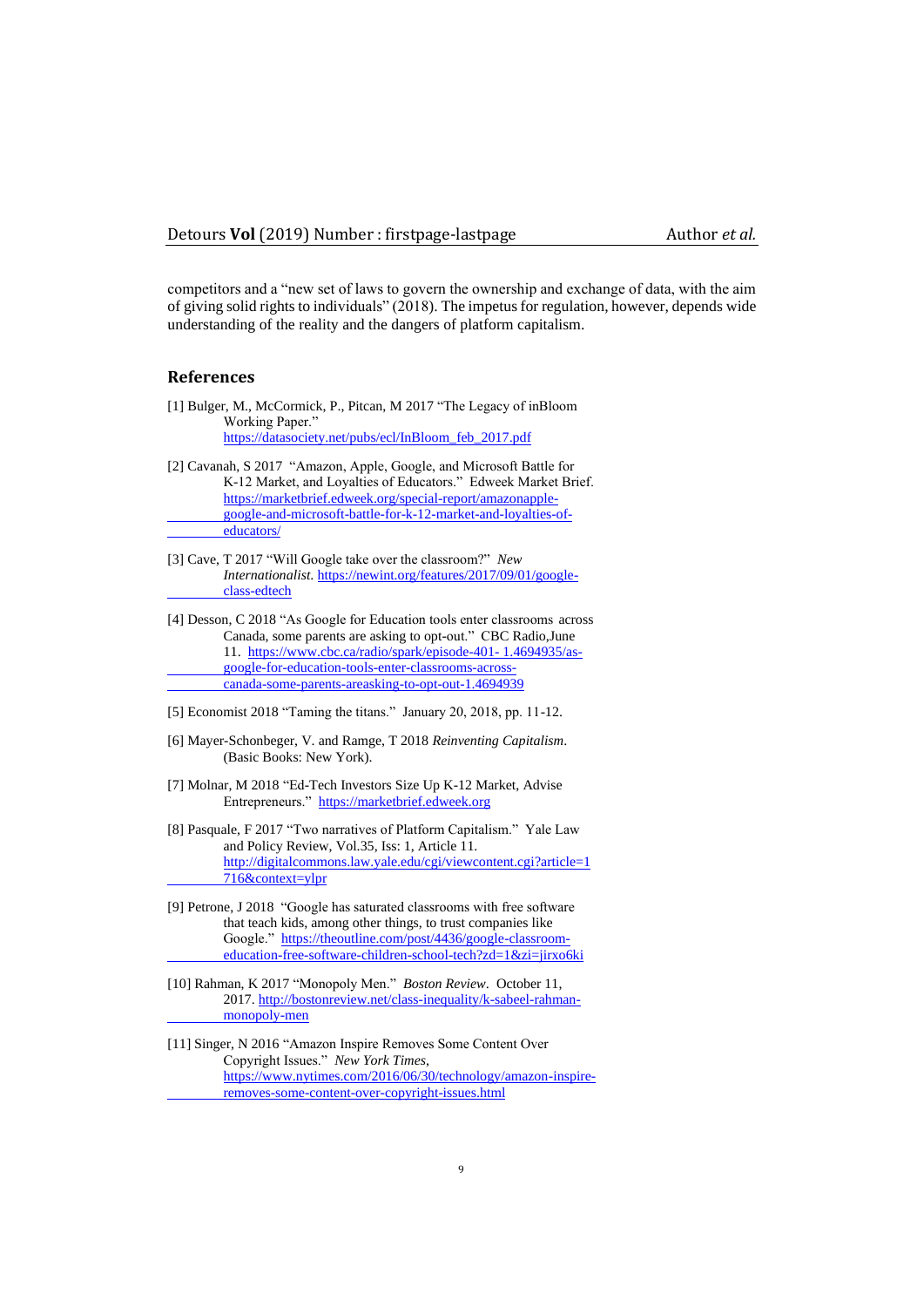competitors and a "new set of laws to govern the ownership and exchange of data, with the aim of giving solid rights to individuals" (2018). The impetus for regulation, however, depends wide understanding of the reality and the dangers of platform capitalism.

## References

[1] Bulger, M., McCormick, P., Pitcan, M 2017 "The Legacy of inBloom Working Paper." https://datasociety.net/pubs/ecl/InBloom_feb_2017.pdf

[2] Cavanah, S 2017 "Amazon, Apple, Google, and Microsoft Battle for K-12 Market, and Loyalties of Educators." Edweek Market Brief. https://marketbrief.edweek.org/special-report/amazonapple-google-and-microsoft-battle-for-k-12-market-and-loyalties-of-educators/

[3] Cave, T 2017 "Will Google take over the classroom?" *New Internationalist*. https://newint.org/features/2017/09/01/google-class-edtech

[4] Desson, C 2018 "As Google for Education tools enter classrooms across Canada, some parents are asking to opt-out." CBC Radio,June 11. https://www.cbc.ca/radio/spark/episode-401- 1.4694935/as-google-for-education-tools-enter-classrooms-across-canada-some-parents-areasking-to-opt-out-1.4694939

[5] Economist 2018 "Taming the titans." January 20, 2018, pp. 11-12.

[6] Mayer-Schonbeger, V. and Ramge, T 2018 *Reinventing Capitalism*. (Basic Books: New York).

[7] Molnar, M 2018 "Ed-Tech Investors Size Up K-12 Market, Advise Entrepreneurs." https://marketbrief.edweek.org

[8] Pasquale, F 2017 "Two narratives of Platform Capitalism." Yale Law and Policy Review, Vol.35, Iss: 1, Article 11. http://digitalcommons.law.yale.edu/cgi/viewcontent.cgi?article=1716&context=ylpr

[9] Petrone, J 2018 "Google has saturated classrooms with free software that teach kids, among other things, to trust companies like Google." https://theoutline.com/post/4436/google-classroom-education-free-software-children-school-tech?zd=1&zi=jirxo6ki

[10] Rahman, K 2017 "Monopoly Men." *Boston Review*. October 11, 2017. http://bostonreview.net/class-inequality/k-sabeel-rahman-monopoly-men

[11] Singer, N 2016 "Amazon Inspire Removes Some Content Over Copyright Issues." *New York Times*, https://www.nytimes.com/2016/06/30/technology/amazon-inspire-removes-some-content-over-copyright-issues.html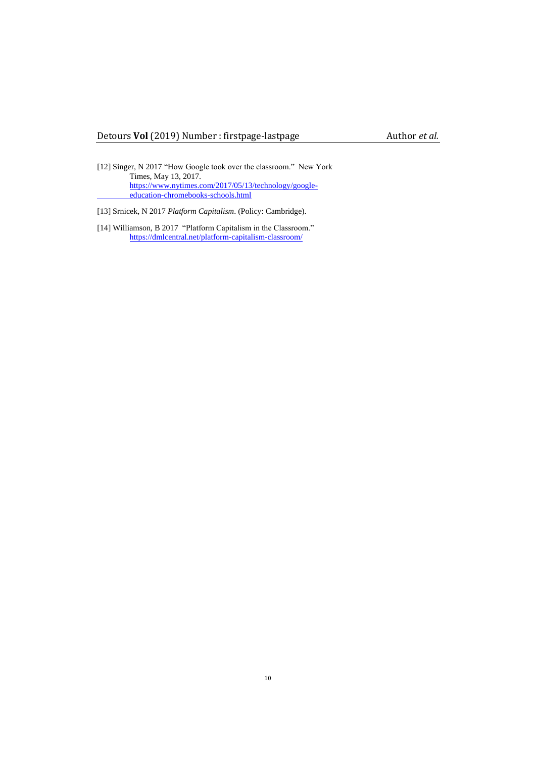[12] Singer, N 2017 "How Google took over the classroom." New York Times, May 13, 2017. https://www.nytimes.com/2017/05/13/technology/google-education-chromebooks-schools.html

[13] Srnicek, N 2017 *Platform Capitalism*. (Policy: Cambridge).

[14] Williamson, B 2017 "Platform Capitalism in the Classroom." https://dmlcentral.net/platform-capitalism-classroom/